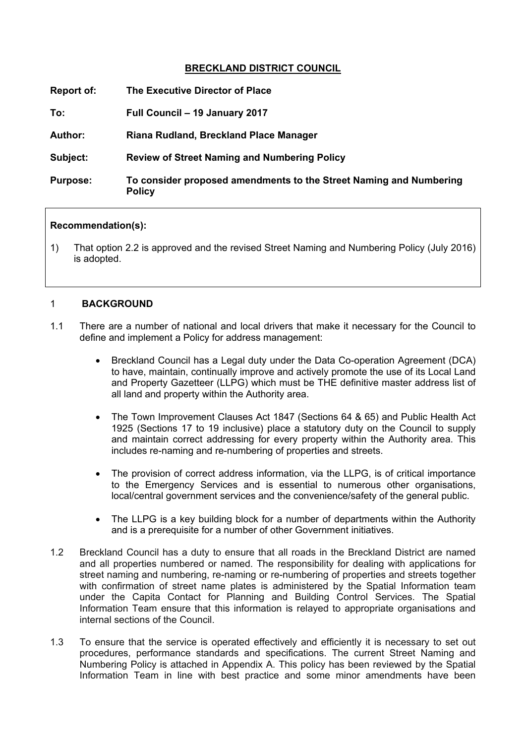# BRECKLAND DISTRICT COUNCIL

**Report of:** **The Executive Director of Place**

**To:** **Full Council – 19 January 2017**

**Author:** **Riana Rudland, Breckland Place Manager**

**Subject:** **Review of Street Naming and Numbering Policy**

**Purpose:** **To consider proposed amendments to the Street Naming and Numbering Policy**

**Recommendation(s):**

1) That option 2.2 is approved and the revised Street Naming and Numbering Policy (July 2016) is adopted.

## 1 BACKGROUND

1.1 There are a number of national and local drivers that make it necessary for the Council to define and implement a Policy for address management:

- Breckland Council has a Legal duty under the Data Co-operation Agreement (DCA) to have, maintain, continually improve and actively promote the use of its Local Land and Property Gazetteer (LLPG) which must be THE definitive master address list of all land and property within the Authority area.
- The Town Improvement Clauses Act 1847 (Sections 64 & 65) and Public Health Act 1925 (Sections 17 to 19 inclusive) place a statutory duty on the Council to supply and maintain correct addressing for every property within the Authority area. This includes re-naming and re-numbering of properties and streets.
- The provision of correct address information, via the LLPG, is of critical importance to the Emergency Services and is essential to numerous other organisations, local/central government services and the convenience/safety of the general public.
- The LLPG is a key building block for a number of departments within the Authority and is a prerequisite for a number of other Government initiatives.

1.2 Breckland Council has a duty to ensure that all roads in the Breckland District are named and all properties numbered or named. The responsibility for dealing with applications for street naming and numbering, re-naming or re-numbering of properties and streets together with confirmation of street name plates is administered by the Spatial Information team under the Capita Contact for Planning and Building Control Services. The Spatial Information Team ensure that this information is relayed to appropriate organisations and internal sections of the Council.

1.3 To ensure that the service is operated effectively and efficiently it is necessary to set out procedures, performance standards and specifications. The current Street Naming and Numbering Policy is attached in Appendix A. This policy has been reviewed by the Spatial Information Team in line with best practice and some minor amendments have been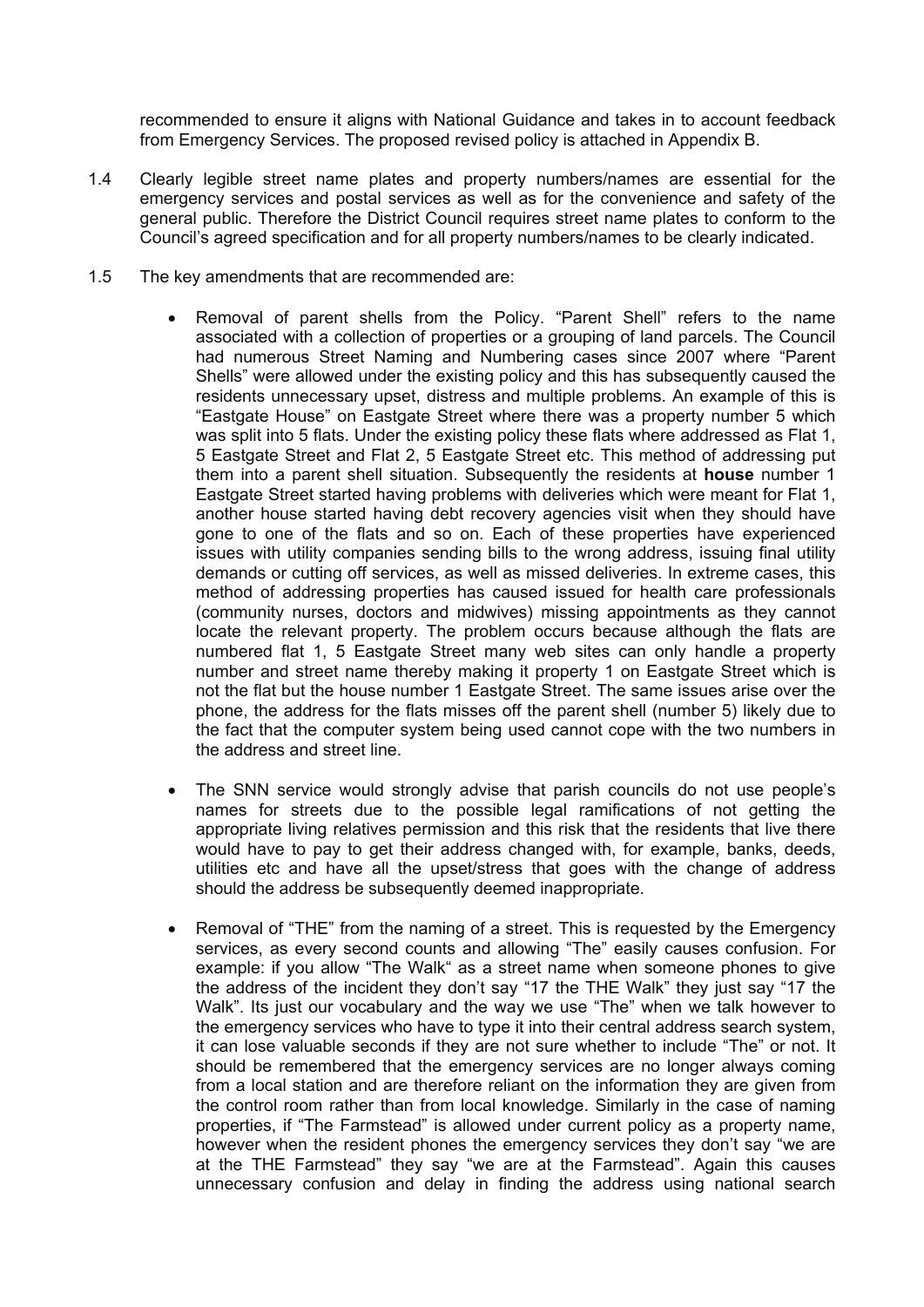recommended to ensure it aligns with National Guidance and takes in to account feedback from Emergency Services. The proposed revised policy is attached in Appendix B.

1.4 Clearly legible street name plates and property numbers/names are essential for the emergency services and postal services as well as for the convenience and safety of the general public. Therefore the District Council requires street name plates to conform to the Council's agreed specification and for all property numbers/names to be clearly indicated.

1.5 The key amendments that are recommended are:

- Removal of parent shells from the Policy. "Parent Shell" refers to the name associated with a collection of properties or a grouping of land parcels. The Council had numerous Street Naming and Numbering cases since 2007 where "Parent Shells" were allowed under the existing policy and this has subsequently caused the residents unnecessary upset, distress and multiple problems. An example of this is "Eastgate House" on Eastgate Street where there was a property number 5 which was split into 5 flats. Under the existing policy these flats where addressed as Flat 1, 5 Eastgate Street and Flat 2, 5 Eastgate Street etc. This method of addressing put them into a parent shell situation. Subsequently the residents at **house** number 1 Eastgate Street started having problems with deliveries which were meant for Flat 1, another house started having debt recovery agencies visit when they should have gone to one of the flats and so on. Each of these properties have experienced issues with utility companies sending bills to the wrong address, issuing final utility demands or cutting off services, as well as missed deliveries. In extreme cases, this method of addressing properties has caused issued for health care professionals (community nurses, doctors and midwives) missing appointments as they cannot locate the relevant property. The problem occurs because although the flats are numbered flat 1, 5 Eastgate Street many web sites can only handle a property number and street name thereby making it property 1 on Eastgate Street which is not the flat but the house number 1 Eastgate Street. The same issues arise over the phone, the address for the flats misses off the parent shell (number 5) likely due to the fact that the computer system being used cannot cope with the two numbers in the address and street line.

- The SNN service would strongly advise that parish councils do not use people's names for streets due to the possible legal ramifications of not getting the appropriate living relatives permission and this risk that the residents that live there would have to pay to get their address changed with, for example, banks, deeds, utilities etc and have all the upset/stress that goes with the change of address should the address be subsequently deemed inappropriate.

- Removal of "THE" from the naming of a street. This is requested by the Emergency services, as every second counts and allowing "The" easily causes confusion. For example: if you allow "The Walk" as a street name when someone phones to give the address of the incident they don't say "17 the THE Walk" they just say "17 the Walk". Its just our vocabulary and the way we use "The" when we talk however to the emergency services who have to type it into their central address search system, it can lose valuable seconds if they are not sure whether to include "The" or not. It should be remembered that the emergency services are no longer always coming from a local station and are therefore reliant on the information they are given from the control room rather than from local knowledge. Similarly in the case of naming properties, if "The Farmstead" is allowed under current policy as a property name, however when the resident phones the emergency services they don't say "we are at the THE Farmstead" they say "we are at the Farmstead". Again this causes unnecessary confusion and delay in finding the address using national search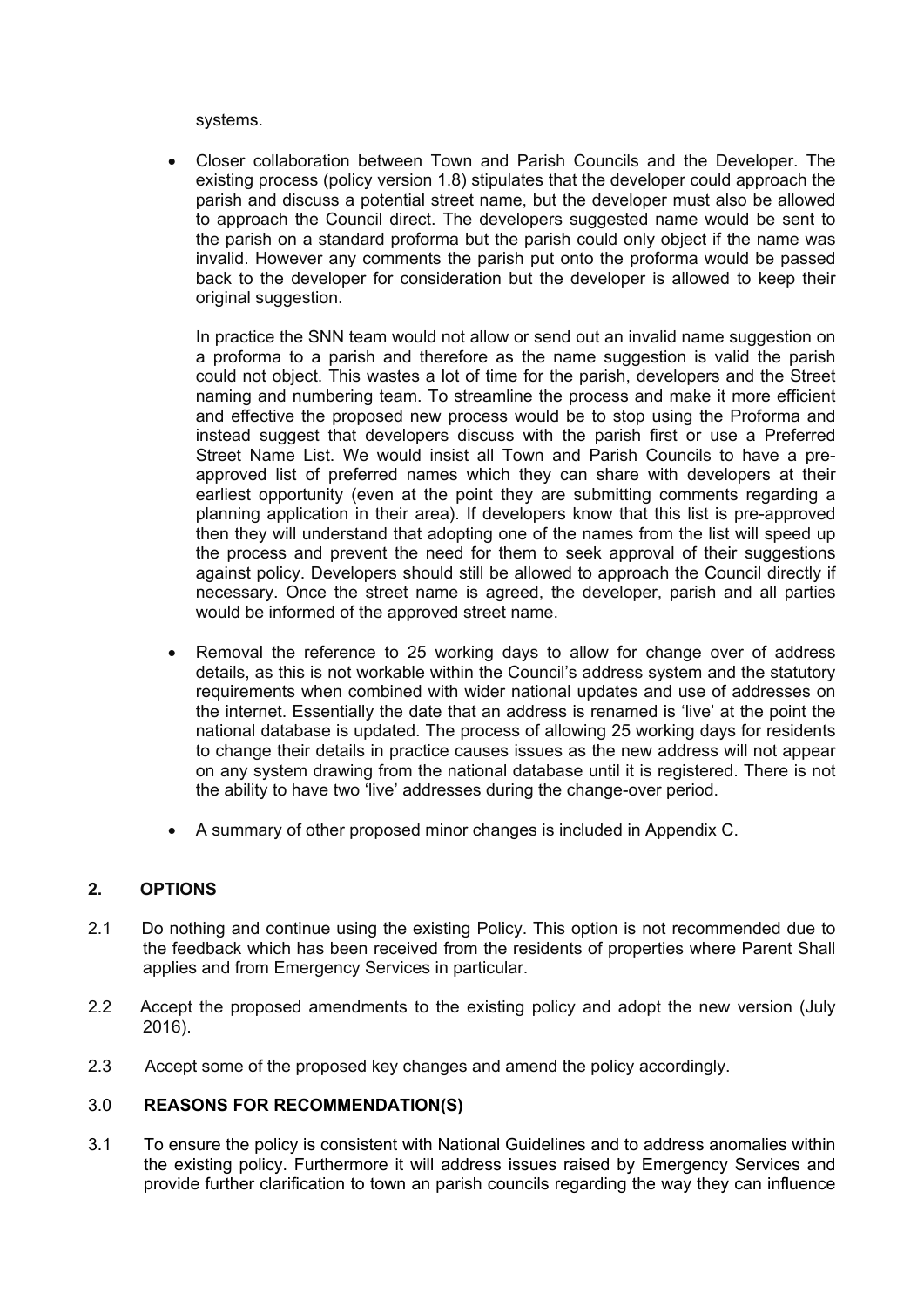systems.

- Closer collaboration between Town and Parish Councils and the Developer. The existing process (policy version 1.8) stipulates that the developer could approach the parish and discuss a potential street name, but the developer must also be allowed to approach the Council direct. The developers suggested name would be sent to the parish on a standard proforma but the parish could only object if the name was invalid. However any comments the parish put onto the proforma would be passed back to the developer for consideration but the developer is allowed to keep their original suggestion.

  In practice the SNN team would not allow or send out an invalid name suggestion on a proforma to a parish and therefore as the name suggestion is valid the parish could not object. This wastes a lot of time for the parish, developers and the Street naming and numbering team. To streamline the process and make it more efficient and effective the proposed new process would be to stop using the Proforma and instead suggest that developers discuss with the parish first or use a Preferred Street Name List. We would insist all Town and Parish Councils to have a pre-approved list of preferred names which they can share with developers at their earliest opportunity (even at the point they are submitting comments regarding a planning application in their area). If developers know that this list is pre-approved then they will understand that adopting one of the names from the list will speed up the process and prevent the need for them to seek approval of their suggestions against policy. Developers should still be allowed to approach the Council directly if necessary. Once the street name is agreed, the developer, parish and all parties would be informed of the approved street name.

- Removal the reference to 25 working days to allow for change over of address details, as this is not workable within the Council's address system and the statutory requirements when combined with wider national updates and use of addresses on the internet. Essentially the date that an address is renamed is 'live' at the point the national database is updated. The process of allowing 25 working days for residents to change their details in practice causes issues as the new address will not appear on any system drawing from the national database until it is registered. There is not the ability to have two 'live' addresses during the change-over period.

- A summary of other proposed minor changes is included in Appendix C.

## 2. OPTIONS

2.1 Do nothing and continue using the existing Policy. This option is not recommended due to the feedback which has been received from the residents of properties where Parent Shall applies and from Emergency Services in particular.

2.2 Accept the proposed amendments to the existing policy and adopt the new version (July 2016).

2.3 Accept some of the proposed key changes and amend the policy accordingly.

## 3.0 REASONS FOR RECOMMENDATION(S)

3.1 To ensure the policy is consistent with National Guidelines and to address anomalies within the existing policy. Furthermore it will address issues raised by Emergency Services and provide further clarification to town an parish councils regarding the way they can influence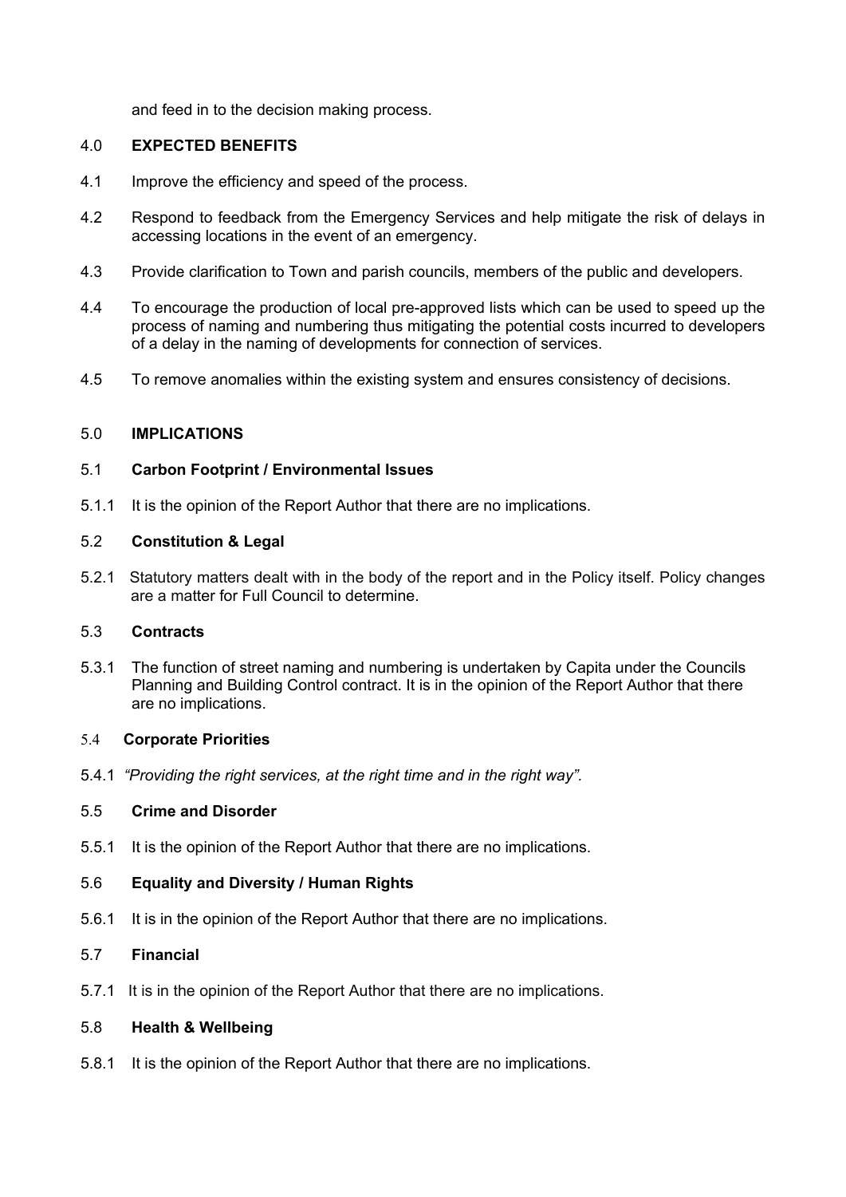and feed in to the decision making process.

## 4.0 EXPECTED BENEFITS

4.1 Improve the efficiency and speed of the process.

4.2 Respond to feedback from the Emergency Services and help mitigate the risk of delays in accessing locations in the event of an emergency.

4.3 Provide clarification to Town and parish councils, members of the public and developers.

4.4 To encourage the production of local pre-approved lists which can be used to speed up the process of naming and numbering thus mitigating the potential costs incurred to developers of a delay in the naming of developments for connection of services.

4.5 To remove anomalies within the existing system and ensures consistency of decisions.

## 5.0 IMPLICATIONS

### 5.1 Carbon Footprint / Environmental Issues

5.1.1 It is the opinion of the Report Author that there are no implications.

### 5.2 Constitution & Legal

5.2.1 Statutory matters dealt with in the body of the report and in the Policy itself. Policy changes are a matter for Full Council to determine.

### 5.3 Contracts

5.3.1 The function of street naming and numbering is undertaken by Capita under the Councils Planning and Building Control contract. It is in the opinion of the Report Author that there are no implications.

### 5.4 Corporate Priorities

5.4.1 *"Providing the right services, at the right time and in the right way".*

### 5.5 Crime and Disorder

5.5.1 It is the opinion of the Report Author that there are no implications.

### 5.6 Equality and Diversity / Human Rights

5.6.1 It is in the opinion of the Report Author that there are no implications.

### 5.7 Financial

5.7.1 It is in the opinion of the Report Author that there are no implications.

### 5.8 Health & Wellbeing

5.8.1 It is the opinion of the Report Author that there are no implications.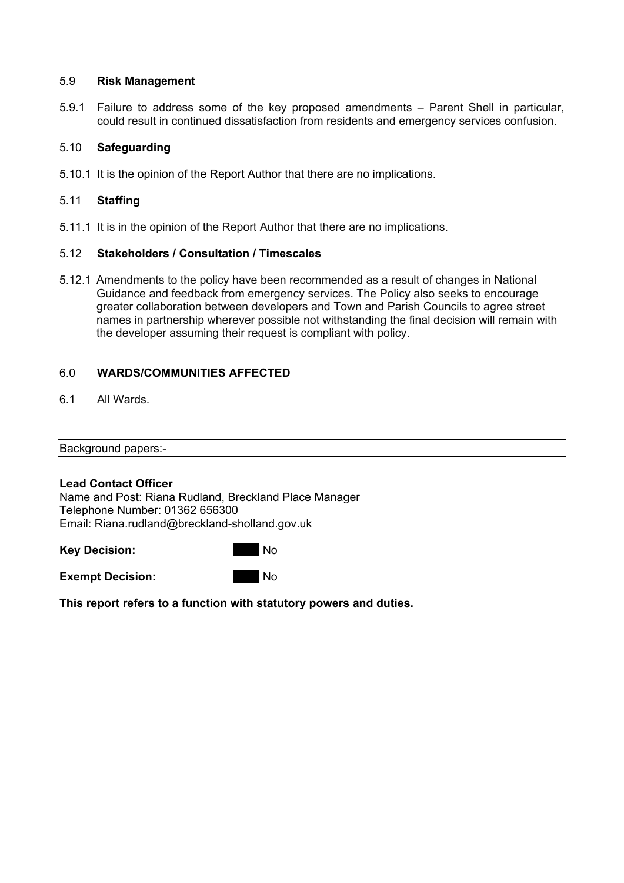5.9 **Risk Management**

5.9.1 Failure to address some of the key proposed amendments – Parent Shell in particular, could result in continued dissatisfaction from residents and emergency services confusion.

5.10 **Safeguarding**

5.10.1 It is the opinion of the Report Author that there are no implications.

5.11 **Staffing**

5.11.1 It is in the opinion of the Report Author that there are no implications.

5.12 **Stakeholders / Consultation / Timescales**

5.12.1 Amendments to the policy have been recommended as a result of changes in National Guidance and feedback from emergency services. The Policy also seeks to encourage greater collaboration between developers and Town and Parish Councils to agree street names in partnership wherever possible not withstanding the final decision will remain with the developer assuming their request is compliant with policy.

## 6.0 WARDS/COMMUNITIES AFFECTED

6.1 All Wards.

---

Background papers:-

---

**Lead Contact Officer**
Name and Post: Riana Rudland, Breckland Place Manager
Telephone Number: 01362 656300
Email: Riana.rudland@breckland-sholland.gov.uk

**Key Decision:** No

**Exempt Decision:** No

**This report refers to a function with statutory powers and duties.**